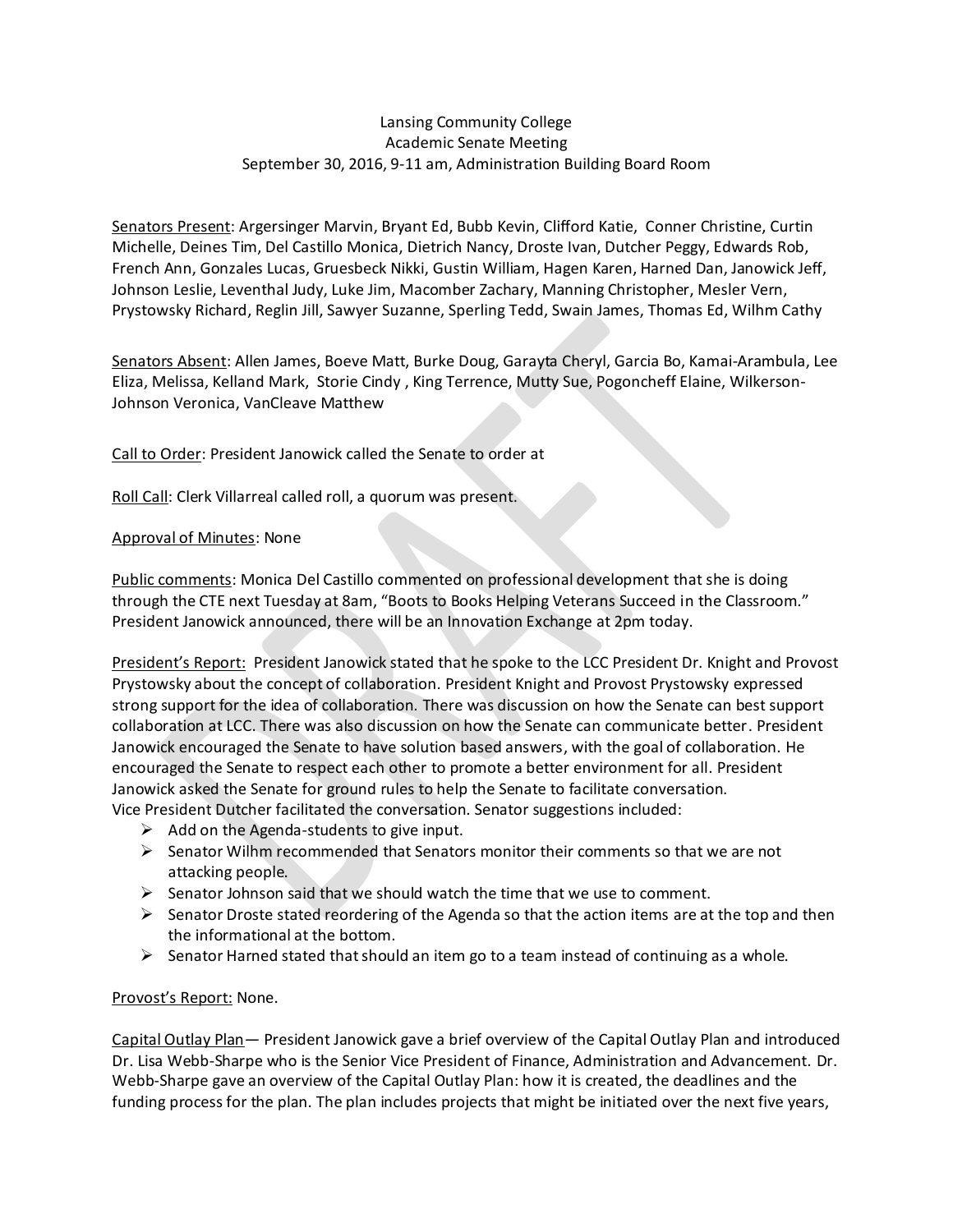Lansing Community College
Academic Senate Meeting
September 30, 2016, 9-11 am, Administration Building Board Room

Senators Present: Argersinger Marvin, Bryant Ed, Bubb Kevin, Clifford Katie, Conner Christine, Curtin Michelle, Deines Tim, Del Castillo Monica, Dietrich Nancy, Droste Ivan, Dutcher Peggy, Edwards Rob, French Ann, Gonzales Lucas, Gruesbeck Nikki, Gustin William, Hagen Karen, Harned Dan, Janowick Jeff, Johnson Leslie, Leventhal Judy, Luke Jim, Macomber Zachary, Manning Christopher, Mesler Vern, Prystowsky Richard, Reglin Jill, Sawyer Suzanne, Sperling Tedd, Swain James, Thomas Ed, Wilhm Cathy

Senators Absent: Allen James, Boeve Matt, Burke Doug, Garayta Cheryl, Garcia Bo, Kamai-Arambula, Lee Eliza, Melissa, Kelland Mark, Storie Cindy , King Terrence, Mutty Sue, Pogoncheff Elaine, Wilkerson-Johnson Veronica, VanCleave Matthew

Call to Order: President Janowick called the Senate to order at

Roll Call: Clerk Villarreal called roll, a quorum was present.

Approval of Minutes: None

Public comments: Monica Del Castillo commented on professional development that she is doing through the CTE next Tuesday at 8am, "Boots to Books Helping Veterans Succeed in the Classroom." President Janowick announced, there will be an Innovation Exchange at 2pm today.

President's Report: President Janowick stated that he spoke to the LCC President Dr. Knight and Provost Prystowsky about the concept of collaboration. President Knight and Provost Prystowsky expressed strong support for the idea of collaboration. There was discussion on how the Senate can best support collaboration at LCC. There was also discussion on how the Senate can communicate better. President Janowick encouraged the Senate to have solution based answers, with the goal of collaboration. He encouraged the Senate to respect each other to promote a better environment for all. President Janowick asked the Senate for ground rules to help the Senate to facilitate conversation.
Vice President Dutcher facilitated the conversation. Senator suggestions included:

- Add on the Agenda-students to give input.
- Senator Wilhm recommended that Senators monitor their comments so that we are not attacking people.
- Senator Johnson said that we should watch the time that we use to comment.
- Senator Droste stated reordering of the Agenda so that the action items are at the top and then the informational at the bottom.
- Senator Harned stated that should an item go to a team instead of continuing as a whole.

Provost's Report: None.

Capital Outlay Plan— President Janowick gave a brief overview of the Capital Outlay Plan and introduced Dr. Lisa Webb-Sharpe who is the Senior Vice President of Finance, Administration and Advancement. Dr. Webb-Sharpe gave an overview of the Capital Outlay Plan: how it is created, the deadlines and the funding process for the plan. The plan includes projects that might be initiated over the next five years,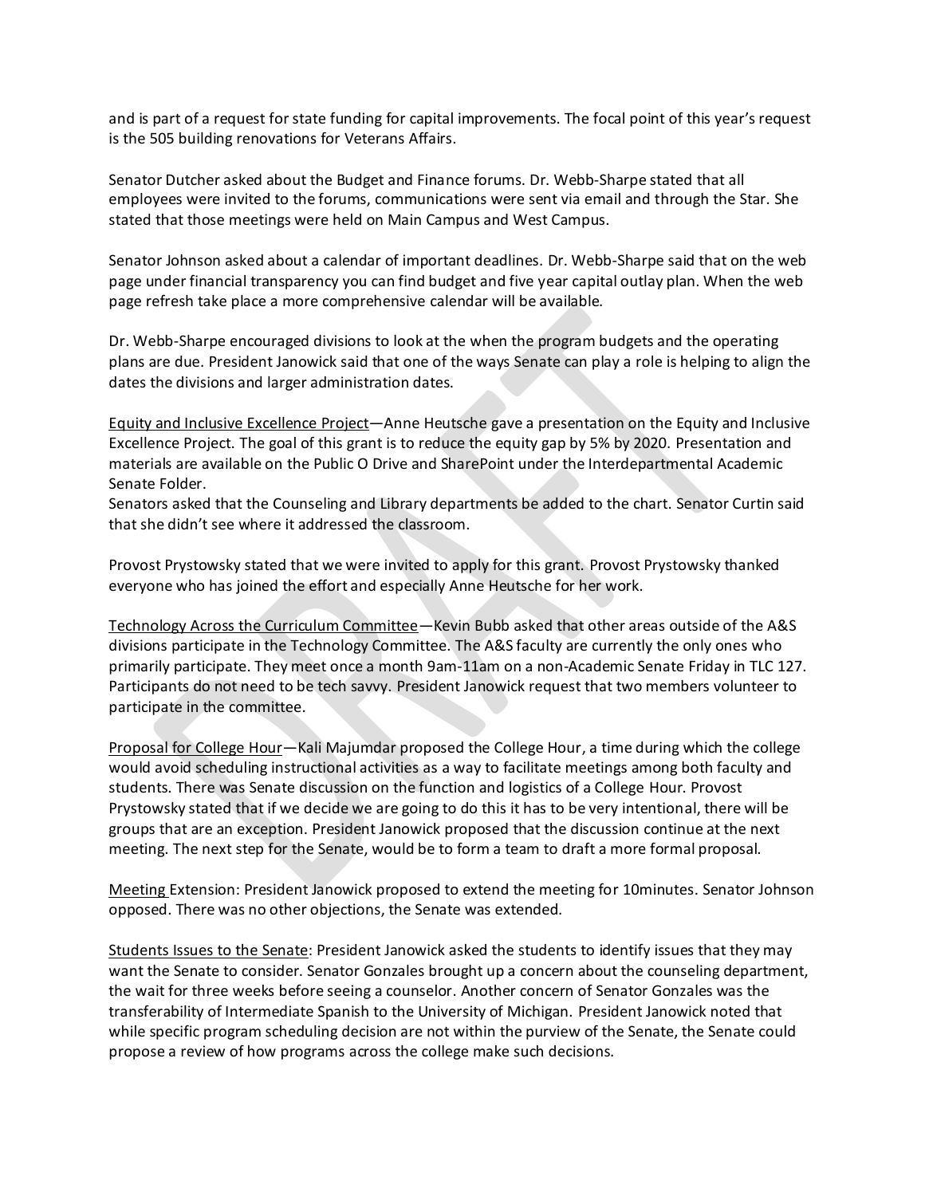and is part of a request for state funding for capital improvements. The focal point of this year's request is the 505 building renovations for Veterans Affairs.

Senator Dutcher asked about the Budget and Finance forums. Dr. Webb-Sharpe stated that all employees were invited to the forums, communications were sent via email and through the Star. She stated that those meetings were held on Main Campus and West Campus.

Senator Johnson asked about a calendar of important deadlines. Dr. Webb-Sharpe said that on the web page under financial transparency you can find budget and five year capital outlay plan. When the web page refresh take place a more comprehensive calendar will be available.

Dr. Webb-Sharpe encouraged divisions to look at the when the program budgets and the operating plans are due. President Janowick said that one of the ways Senate can play a role is helping to align the dates the divisions and larger administration dates.

Equity and Inclusive Excellence Project—Anne Heutsche gave a presentation on the Equity and Inclusive Excellence Project. The goal of this grant is to reduce the equity gap by 5% by 2020. Presentation and materials are available on the Public O Drive and SharePoint under the Interdepartmental Academic Senate Folder.
Senators asked that the Counseling and Library departments be added to the chart. Senator Curtin said that she didn't see where it addressed the classroom.

Provost Prystowsky stated that we were invited to apply for this grant. Provost Prystowsky thanked everyone who has joined the effort and especially Anne Heutsche for her work.

Technology Across the Curriculum Committee—Kevin Bubb asked that other areas outside of the A&S divisions participate in the Technology Committee. The A&S faculty are currently the only ones who primarily participate. They meet once a month 9am-11am on a non-Academic Senate Friday in TLC 127. Participants do not need to be tech savvy. President Janowick request that two members volunteer to participate in the committee.

Proposal for College Hour—Kali Majumdar proposed the College Hour, a time during which the college would avoid scheduling instructional activities as a way to facilitate meetings among both faculty and students. There was Senate discussion on the function and logistics of a College Hour. Provost Prystowsky stated that if we decide we are going to do this it has to be very intentional, there will be groups that are an exception. President Janowick proposed that the discussion continue at the next meeting. The next step for the Senate, would be to form a team to draft a more formal proposal.

Meeting Extension: President Janowick proposed to extend the meeting for 10minutes. Senator Johnson opposed. There was no other objections, the Senate was extended.

Students Issues to the Senate: President Janowick asked the students to identify issues that they may want the Senate to consider. Senator Gonzales brought up a concern about the counseling department, the wait for three weeks before seeing a counselor. Another concern of Senator Gonzales was the transferability of Intermediate Spanish to the University of Michigan. President Janowick noted that while specific program scheduling decision are not within the purview of the Senate, the Senate could propose a review of how programs across the college make such decisions.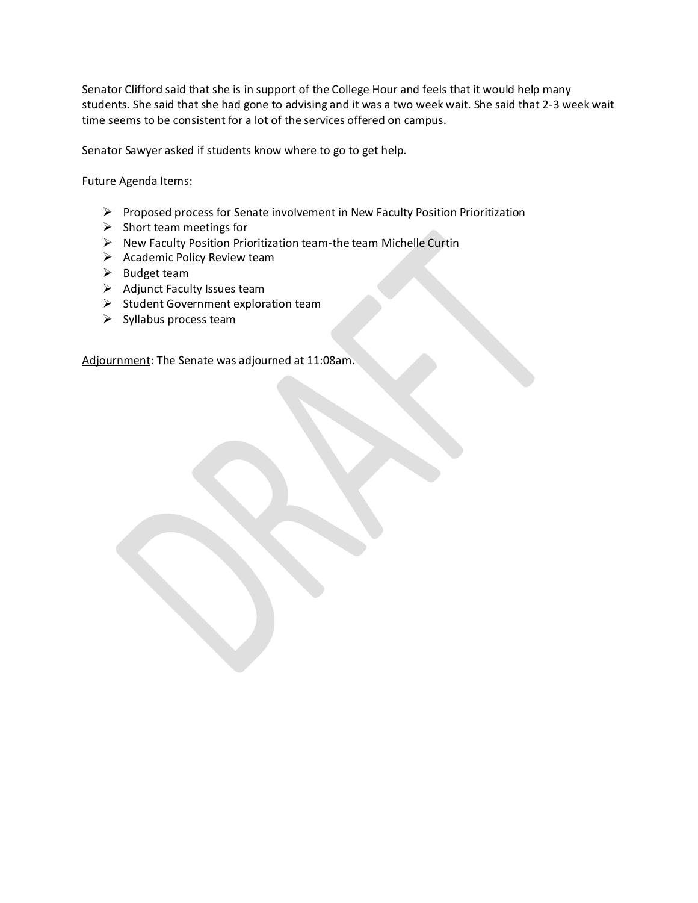Senator Clifford said that she is in support of the College Hour and feels that it would help many students. She said that she had gone to advising and it was a two week wait. She said that 2-3 week wait time seems to be consistent for a lot of the services offered on campus.

Senator Sawyer asked if students know where to go to get help.

Future Agenda Items:

- Proposed process for Senate involvement in New Faculty Position Prioritization
- Short team meetings for
- New Faculty Position Prioritization team-the team Michelle Curtin
- Academic Policy Review team
- Budget team
- Adjunct Faculty Issues team
- Student Government exploration team
- Syllabus process team

Adjournment: The Senate was adjourned at 11:08am.